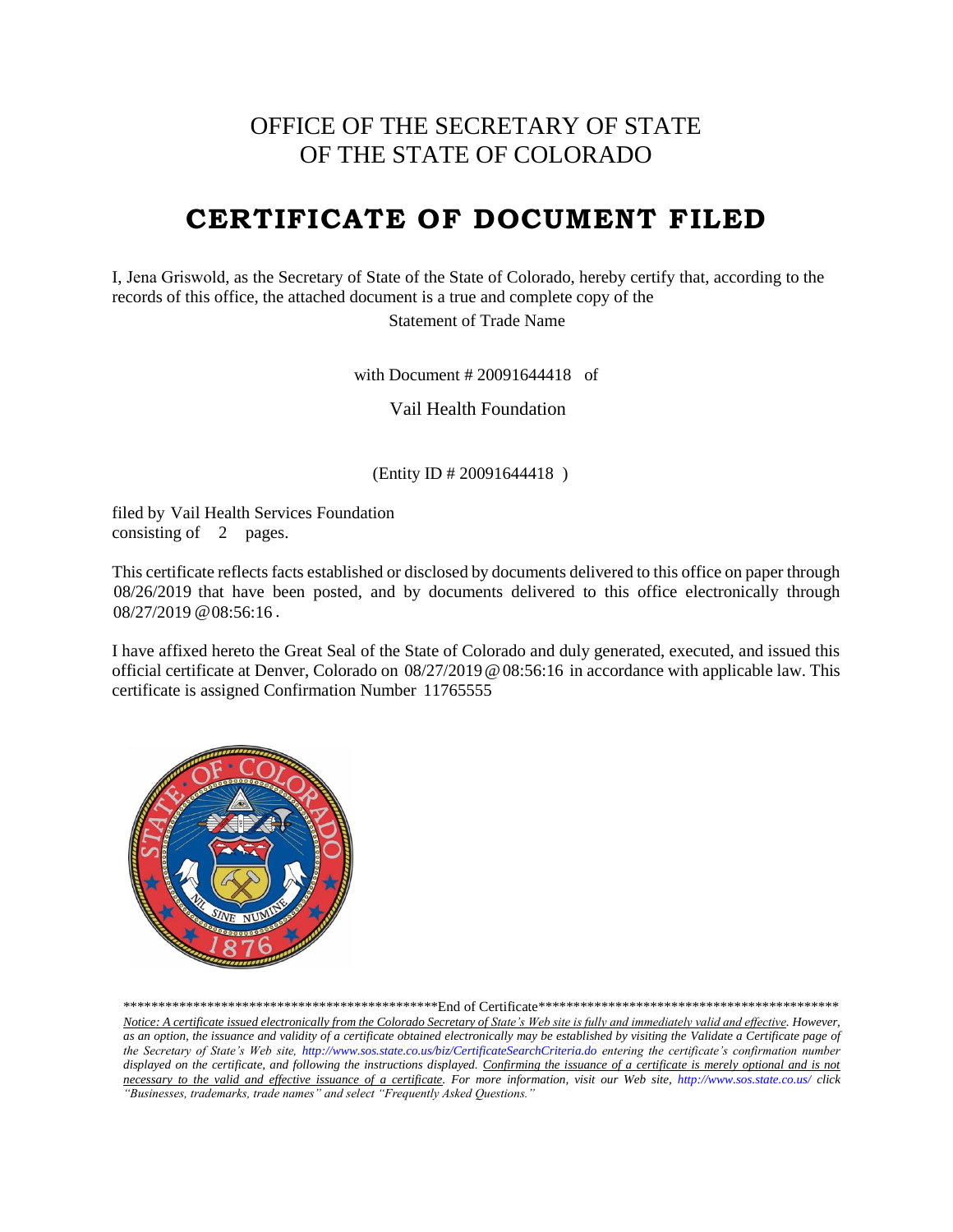OFFICE OF THE SECRETARY OF STATE
OF THE STATE OF COLORADO

# CERTIFICATE OF DOCUMENT FILED

I, Jena Griswold, as the Secretary of State of the State of Colorado, hereby certify that, according to the records of this office, the attached document is a true and complete copy of the

Statement of Trade Name

with Document # 20091644418 of

Vail Health Foundation

(Entity ID # 20091644418 )

filed by Vail Health Services Foundation
consisting of 2 pages.

This certificate reflects facts established or disclosed by documents delivered to this office on paper through 08/26/2019 that have been posted, and by documents delivered to this office electronically through 08/27/2019 @ 08:56:16 .

I have affixed hereto the Great Seal of the State of Colorado and duly generated, executed, and issued this official certificate at Denver, Colorado on 08/27/2019 @ 08:56:16 in accordance with applicable law. This certificate is assigned Confirmation Number 11765555

*********************************************End of Certificate*******************************************

*Notice: A certificate issued electronically from the Colorado Secretary of State's Web site is fully and immediately valid and effective. However, as an option, the issuance and validity of a certificate obtained electronically may be established by visiting the Validate a Certificate page of the Secretary of State's Web site, http://www.sos.state.co.us/biz/CertificateSearchCriteria.do entering the certificate's confirmation number displayed on the certificate, and following the instructions displayed. Confirming the issuance of a certificate is merely optional and is not necessary to the valid and effective issuance of a certificate. For more information, visit our Web site, http://www.sos.state.co.us/ click "Businesses, trademarks, trade names" and select "Frequently Asked Questions."*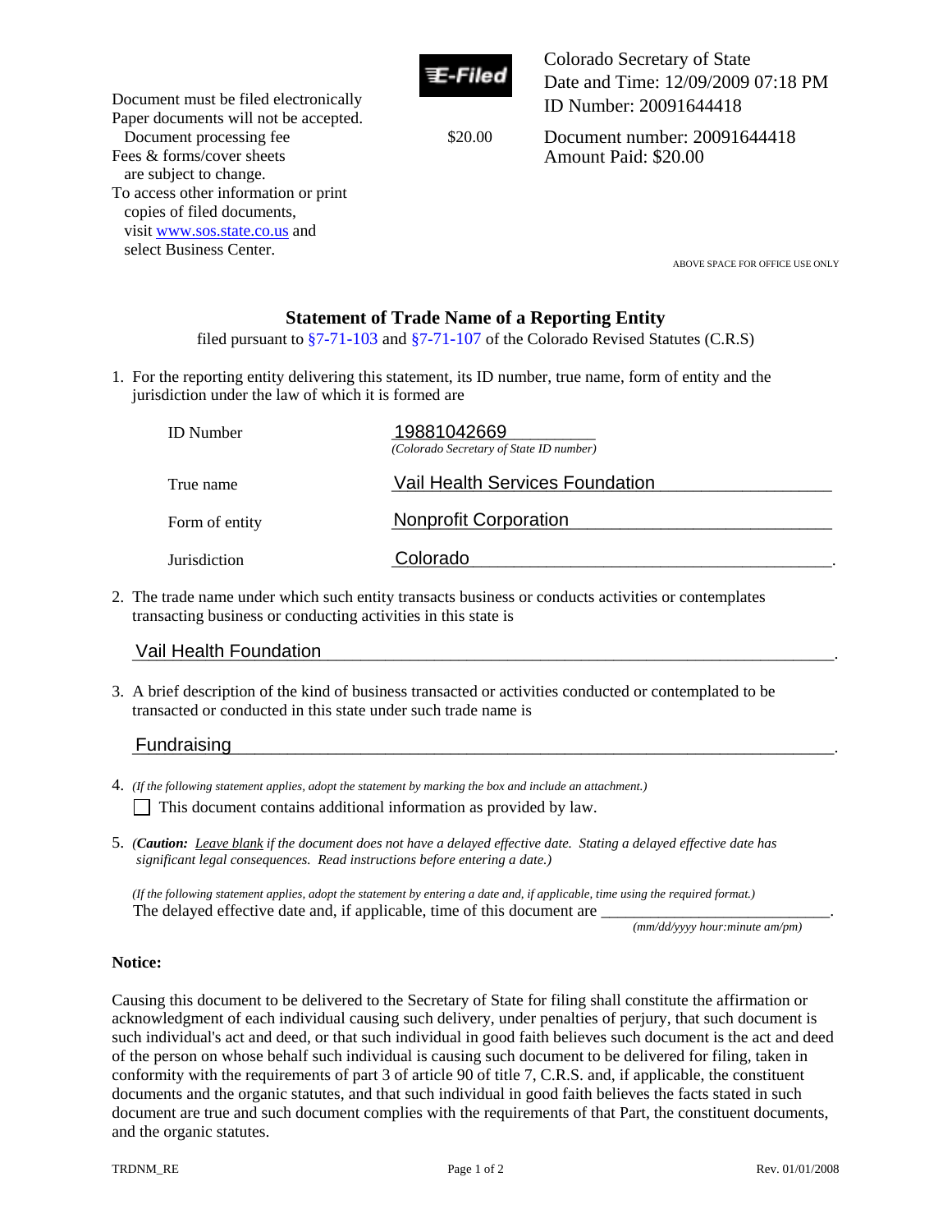Document must be filed electronically
Paper documents will not be accepted.
Document processing fee $20.00
Fees & forms/cover sheets are subject to change.
To access other information or print copies of filed documents, visit www.sos.state.co.us and select Business Center.

E-Filed

Colorado Secretary of State
Date and Time: 12/09/2009 07:18 PM
ID Number: 20091644418

Document number: 20091644418
Amount Paid: $20.00

ABOVE SPACE FOR OFFICE USE ONLY

## Statement of Trade Name of a Reporting Entity

filed pursuant to §7-71-103 and §7-71-107 of the Colorado Revised Statutes (C.R.S)

1. For the reporting entity delivering this statement, its ID number, true name, form of entity and the jurisdiction under the law of which it is formed are

| | |
|---|---|
| ID Number | 19881042669 *(Colorado Secretary of State ID number)* |
| True name | Vail Health Services Foundation |
| Form of entity | Nonprofit Corporation |
| Jurisdiction | Colorado |

2. The trade name under which such entity transacts business or conducts activities or contemplates transacting business or conducting activities in this state is

   Vail Health Foundation.

3. A brief description of the kind of business transacted or activities conducted or contemplated to be transacted or conducted in this state under such trade name is

   Fundraising.

4. *(If the following statement applies, adopt the statement by marking the box and include an attachment.)*

   ☐ This document contains additional information as provided by law.

5. *(**Caution:** Leave blank if the document does not have a delayed effective date. Stating a delayed effective date has significant legal consequences. Read instructions before entering a date.)*

   *(If the following statement applies, adopt the statement by entering a date and, if applicable, time using the required format.)*
   The delayed effective date and, if applicable, time of this document are ____________________________.
   *(mm/dd/yyyy hour:minute am/pm)*

**Notice:**

Causing this document to be delivered to the Secretary of State for filing shall constitute the affirmation or acknowledgment of each individual causing such delivery, under penalties of perjury, that such document is such individual's act and deed, or that such individual in good faith believes such document is the act and deed of the person on whose behalf such individual is causing such document to be delivered for filing, taken in conformity with the requirements of part 3 of article 90 of title 7, C.R.S. and, if applicable, the constituent documents and the organic statutes, and that such individual in good faith believes the facts stated in such document are true and such document complies with the requirements of that Part, the constituent documents, and the organic statutes.

TRDNM_RE Rev. 01/01/2008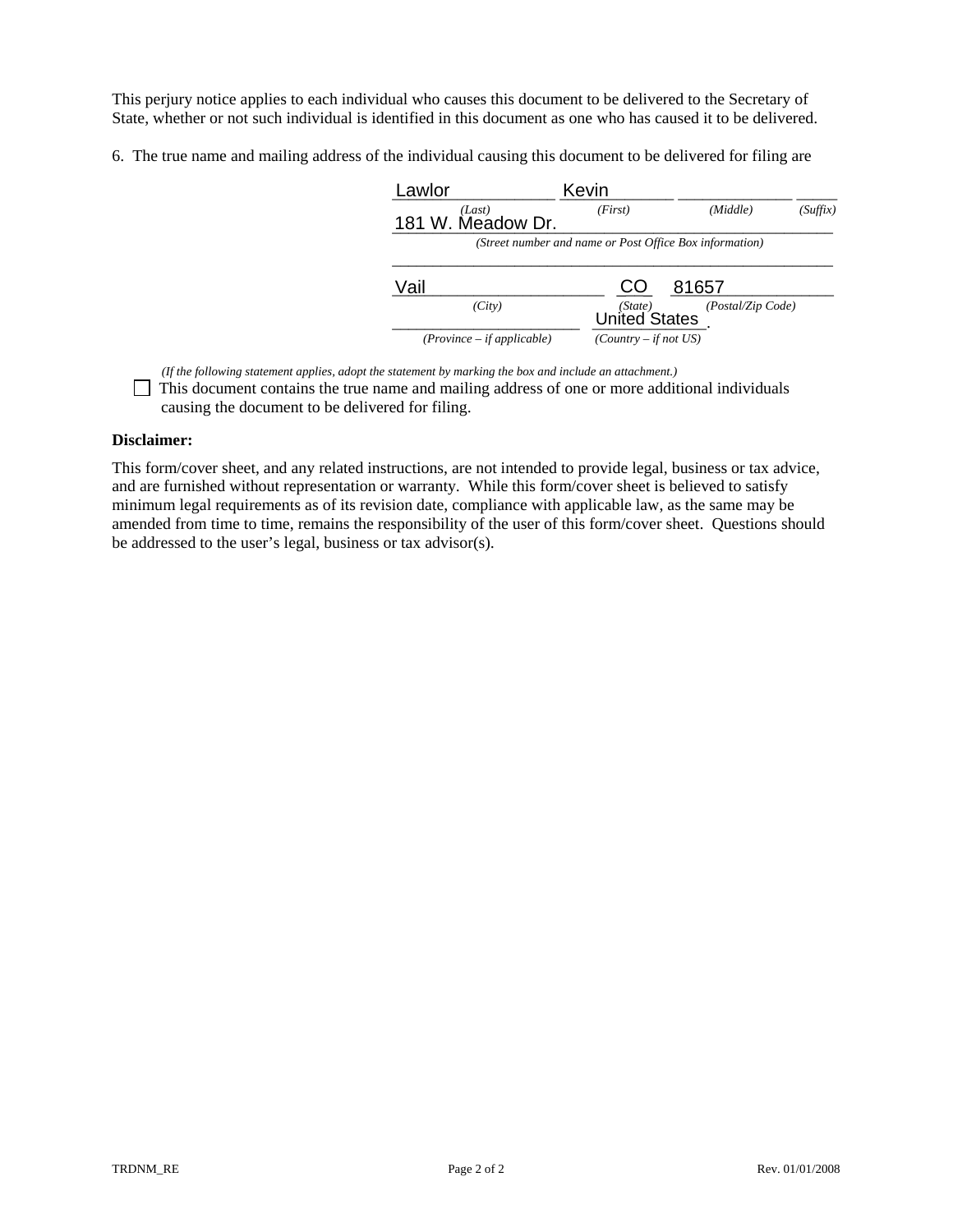This perjury notice applies to each individual who causes this document to be delivered to the Secretary of State, whether or not such individual is identified in this document as one who has caused it to be delivered.

6. The true name and mailing address of the individual causing this document to be delivered for filing are

| | | | |
|---|---|---|---|
| Lawlor | Kevin | | |
| *(Last)* | *(First)* | *(Middle)* | *(Suffix)* |

181 W. Meadow Dr.
*(Street number and name or Post Office Box information)*

| | | |
|---|---|---|
| Vail | CO | 81657 |
| *(City)* | *(State)* | *(Postal/Zip Code)* |
| | United States. | |
| *(Province – if applicable)* | *(Country – if not US)* | |

*(If the following statement applies, adopt the statement by marking the box and include an attachment.)*

☐ This document contains the true name and mailing address of one or more additional individuals causing the document to be delivered for filing.

**Disclaimer:**

This form/cover sheet, and any related instructions, are not intended to provide legal, business or tax advice, and are furnished without representation or warranty. While this form/cover sheet is believed to satisfy minimum legal requirements as of its revision date, compliance with applicable law, as the same may be amended from time to time, remains the responsibility of the user of this form/cover sheet. Questions should be addressed to the user's legal, business or tax advisor(s).

TRDNM_RE Rev. 01/01/2008